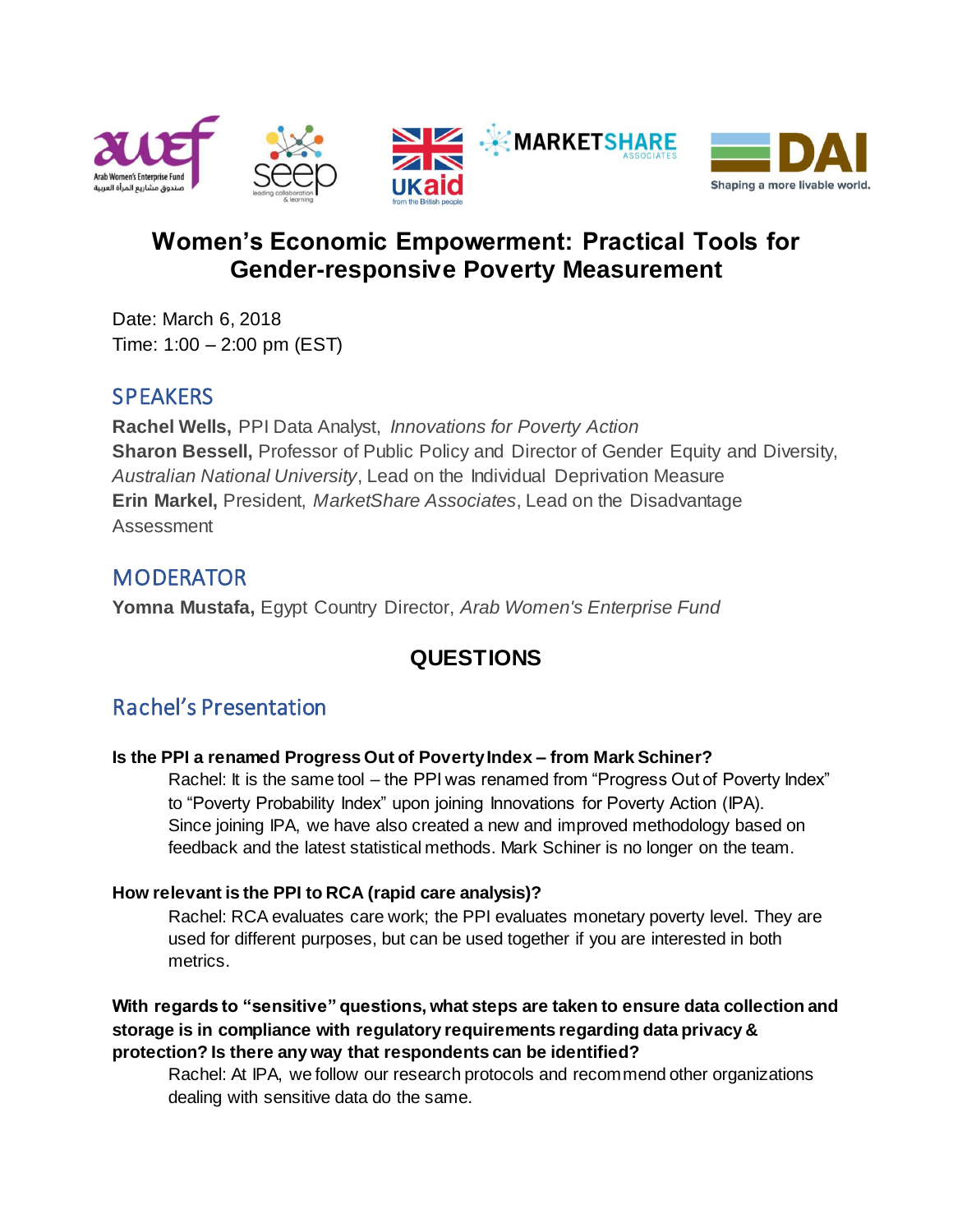# Women's Economic Empowerment: Practical Tools for Gender-responsive Poverty Measurement

Date: March 6, 2018
Time: 1:00 – 2:00 pm (EST)

## SPEAKERS

**Rachel Wells,** PPI Data Analyst, *Innovations for Poverty Action*
**Sharon Bessell,** Professor of Public Policy and Director of Gender Equity and Diversity, *Australian National University*, Lead on the Individual Deprivation Measure
**Erin Markel,** President, *MarketShare Associates*, Lead on the Disadvantage Assessment

## MODERATOR

**Yomna Mustafa,** Egypt Country Director, *Arab Women's Enterprise Fund*

## QUESTIONS

## Rachel's Presentation

**Is the PPI a renamed Progress Out of Poverty Index – from Mark Schiner?**

Rachel: It is the same tool – the PPI was renamed from "Progress Out of Poverty Index" to "Poverty Probability Index" upon joining Innovations for Poverty Action (IPA). Since joining IPA, we have also created a new and improved methodology based on feedback and the latest statistical methods. Mark Schiner is no longer on the team.

**How relevant is the PPI to RCA (rapid care analysis)?**

Rachel: RCA evaluates care work; the PPI evaluates monetary poverty level. They are used for different purposes, but can be used together if you are interested in both metrics.

**With regards to "sensitive" questions, what steps are taken to ensure data collection and storage is in compliance with regulatory requirements regarding data privacy & protection? Is there any way that respondents can be identified?**

Rachel: At IPA, we follow our research protocols and recommend other organizations dealing with sensitive data do the same.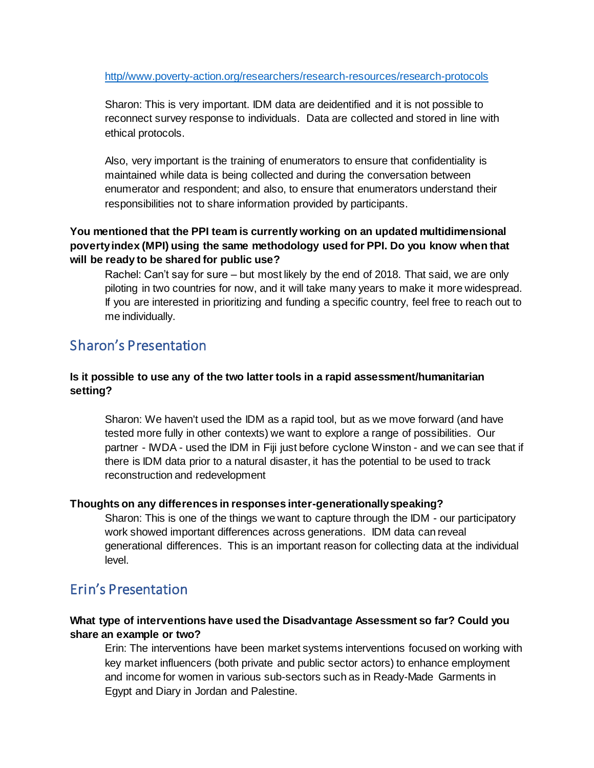http//www.poverty-action.org/researchers/research-resources/research-protocols

Sharon: This is very important. IDM data are deidentified and it is not possible to reconnect survey response to individuals. Data are collected and stored in line with ethical protocols.

Also, very important is the training of enumerators to ensure that confidentiality is maintained while data is being collected and during the conversation between enumerator and respondent; and also, to ensure that enumerators understand their responsibilities not to share information provided by participants.

**You mentioned that the PPI team is currently working on an updated multidimensional poverty index (MPI) using the same methodology used for PPI. Do you know when that will be ready to be shared for public use?**

Rachel: Can't say for sure – but most likely by the end of 2018. That said, we are only piloting in two countries for now, and it will take many years to make it more widespread. If you are interested in prioritizing and funding a specific country, feel free to reach out to me individually.

## Sharon's Presentation

**Is it possible to use any of the two latter tools in a rapid assessment/humanitarian setting?**

Sharon: We haven't used the IDM as a rapid tool, but as we move forward (and have tested more fully in other contexts) we want to explore a range of possibilities. Our partner - IWDA - used the IDM in Fiji just before cyclone Winston - and we can see that if there is IDM data prior to a natural disaster, it has the potential to be used to track reconstruction and redevelopment

**Thoughts on any differences in responses inter-generationally speaking?**

Sharon: This is one of the things we want to capture through the IDM - our participatory work showed important differences across generations. IDM data can reveal generational differences. This is an important reason for collecting data at the individual level.

## Erin's Presentation

**What type of interventions have used the Disadvantage Assessment so far? Could you share an example or two?**

Erin: The interventions have been market systems interventions focused on working with key market influencers (both private and public sector actors) to enhance employment and income for women in various sub-sectors such as in Ready-Made Garments in Egypt and Diary in Jordan and Palestine.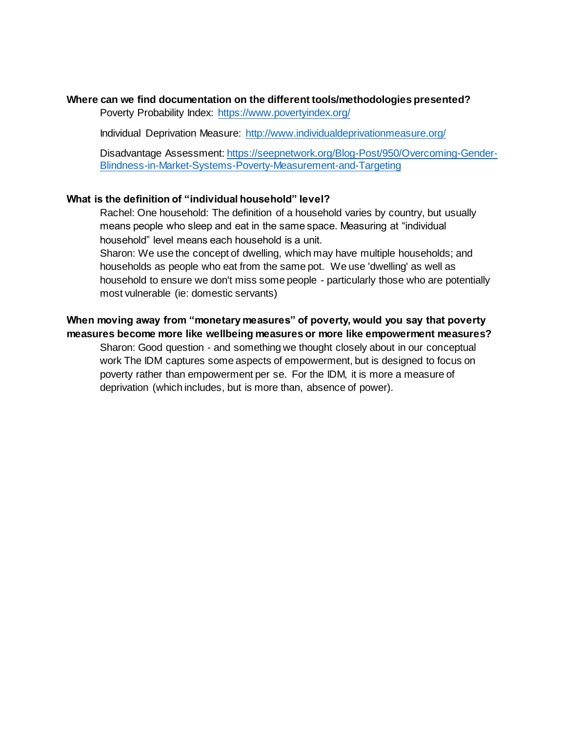**Where can we find documentation on the different tools/methodologies presented?**

Poverty Probability Index: https://www.povertyindex.org/

Individual Deprivation Measure: http://www.individualdeprivationmeasure.org/

Disadvantage Assessment: https://seepnetwork.org/Blog-Post/950/Overcoming-Gender-Blindness-in-Market-Systems-Poverty-Measurement-and-Targeting

**What is the definition of "individual household" level?**

Rachel: One household: The definition of a household varies by country, but usually means people who sleep and eat in the same space. Measuring at "individual household" level means each household is a unit.

Sharon: We use the concept of dwelling, which may have multiple households; and households as people who eat from the same pot. We use 'dwelling' as well as household to ensure we don't miss some people - particularly those who are potentially most vulnerable (ie: domestic servants)

**When moving away from "monetary measures" of poverty, would you say that poverty measures become more like wellbeing measures or more like empowerment measures?**

Sharon: Good question - and something we thought closely about in our conceptual work The IDM captures some aspects of empowerment, but is designed to focus on poverty rather than empowerment per se. For the IDM, it is more a measure of deprivation (which includes, but is more than, absence of power).